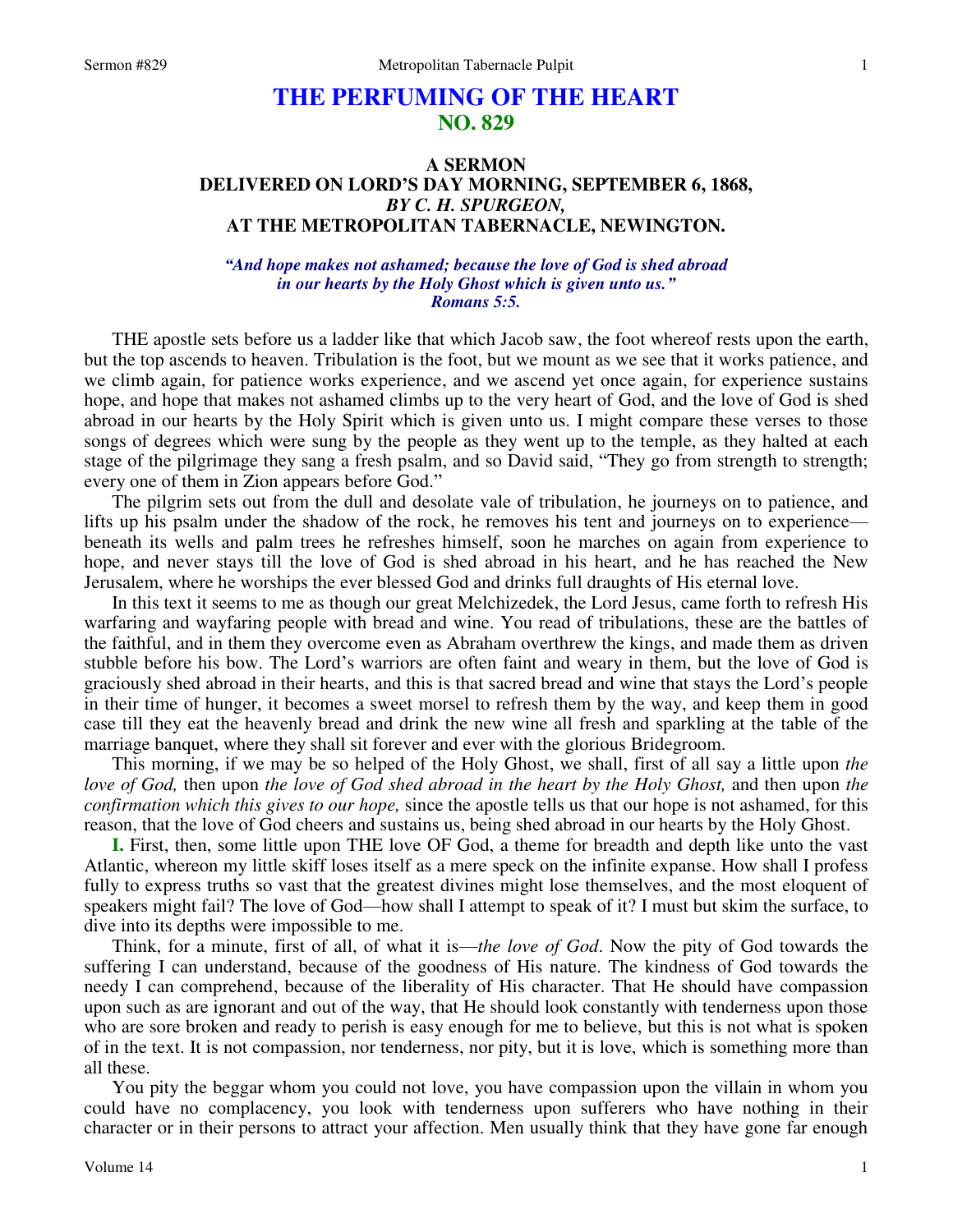# THE PERFUMING OF THE HEART
## NO. 829

### A SERMON
### DELIVERED ON LORD'S DAY MORNING, SEPTEMBER 6, 1868,
### *BY C. H. SPURGEON,*
### AT THE METROPOLITAN TABERNACLE, NEWINGTON.

*"And hope makes not ashamed; because the love of God is shed abroad in our hearts by the Holy Ghost which is given unto us." Romans 5:5.*

THE apostle sets before us a ladder like that which Jacob saw, the foot whereof rests upon the earth, but the top ascends to heaven. Tribulation is the foot, but we mount as we see that it works patience, and we climb again, for patience works experience, and we ascend yet once again, for experience sustains hope, and hope that makes not ashamed climbs up to the very heart of God, and the love of God is shed abroad in our hearts by the Holy Spirit which is given unto us. I might compare these verses to those songs of degrees which were sung by the people as they went up to the temple, as they halted at each stage of the pilgrimage they sang a fresh psalm, and so David said, "They go from strength to strength; every one of them in Zion appears before God."

The pilgrim sets out from the dull and desolate vale of tribulation, he journeys on to patience, and lifts up his psalm under the shadow of the rock, he removes his tent and journeys on to experience—beneath its wells and palm trees he refreshes himself, soon he marches on again from experience to hope, and never stays till the love of God is shed abroad in his heart, and he has reached the New Jerusalem, where he worships the ever blessed God and drinks full draughts of His eternal love.

In this text it seems to me as though our great Melchizedek, the Lord Jesus, came forth to refresh His warfaring and wayfaring people with bread and wine. You read of tribulations, these are the battles of the faithful, and in them they overcome even as Abraham overthrew the kings, and made them as driven stubble before his bow. The Lord's warriors are often faint and weary in them, but the love of God is graciously shed abroad in their hearts, and this is that sacred bread and wine that stays the Lord's people in their time of hunger, it becomes a sweet morsel to refresh them by the way, and keep them in good case till they eat the heavenly bread and drink the new wine all fresh and sparkling at the table of the marriage banquet, where they shall sit forever and ever with the glorious Bridegroom.

This morning, if we may be so helped of the Holy Ghost, we shall, first of all say a little upon *the love of God,* then upon *the love of God shed abroad in the heart by the Holy Ghost,* and then upon *the confirmation which this gives to our hope,* since the apostle tells us that our hope is not ashamed, for this reason, that the love of God cheers and sustains us, being shed abroad in our hearts by the Holy Ghost.

**I.** First, then, some little upon THE love OF God, a theme for breadth and depth like unto the vast Atlantic, whereon my little skiff loses itself as a mere speck on the infinite expanse. How shall I profess fully to express truths so vast that the greatest divines might lose themselves, and the most eloquent of speakers might fail? The love of God—how shall I attempt to speak of it? I must but skim the surface, to dive into its depths were impossible to me.

Think, for a minute, first of all, of what it is—*the love of God*. Now the pity of God towards the suffering I can understand, because of the goodness of His nature. The kindness of God towards the needy I can comprehend, because of the liberality of His character. That He should have compassion upon such as are ignorant and out of the way, that He should look constantly with tenderness upon those who are sore broken and ready to perish is easy enough for me to believe, but this is not what is spoken of in the text. It is not compassion, nor tenderness, nor pity, but it is love, which is something more than all these.

You pity the beggar whom you could not love, you have compassion upon the villain in whom you could have no complacency, you look with tenderness upon sufferers who have nothing in their character or in their persons to attract your affection. Men usually think that they have gone far enough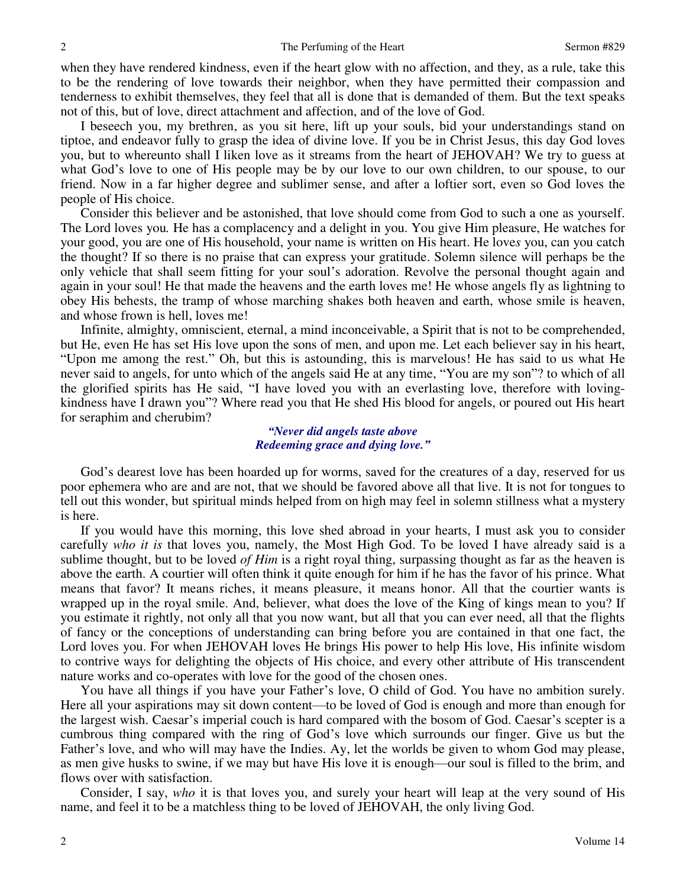when they have rendered kindness, even if the heart glow with no affection, and they, as a rule, take this to be the rendering of love towards their neighbor, when they have permitted their compassion and tenderness to exhibit themselves, they feel that all is done that is demanded of them. But the text speaks not of this, but of love, direct attachment and affection, and of the love of God.

I beseech you, my brethren, as you sit here, lift up your souls, bid your understandings stand on tiptoe, and endeavor fully to grasp the idea of divine love. If you be in Christ Jesus, this day God loves you, but to whereunto shall I liken love as it streams from the heart of JEHOVAH? We try to guess at what God's love to one of His people may be by our love to our own children, to our spouse, to our friend. Now in a far higher degree and sublimer sense, and after a loftier sort, even so God loves the people of His choice.

Consider this believer and be astonished, that love should come from God to such a one as yourself. The Lord loves you*.* He has a complacency and a delight in you. You give Him pleasure, He watches for your good, you are one of His household, your name is written on His heart. He love*s* you, can you catch the thought? If so there is no praise that can express your gratitude. Solemn silence will perhaps be the only vehicle that shall seem fitting for your soul's adoration. Revolve the personal thought again and again in your soul! He that made the heavens and the earth loves me! He whose angels fly as lightning to obey His behests, the tramp of whose marching shakes both heaven and earth, whose smile is heaven, and whose frown is hell, loves me!

Infinite, almighty, omniscient, eternal, a mind inconceivable, a Spirit that is not to be comprehended, but He, even He has set His love upon the sons of men, and upon me. Let each believer say in his heart, "Upon me among the rest." Oh, but this is astounding, this is marvelous! He has said to us what He never said to angels, for unto which of the angels said He at any time, "You are my son"? to which of all the glorified spirits has He said, "I have loved you with an everlasting love, therefore with loving-kindness have I drawn you"? Where read you that He shed His blood for angels, or poured out His heart for seraphim and cherubim?

> ***"Never did angels taste above***
> ***Redeeming grace and dying love."***

God's dearest love has been hoarded up for worms, saved for the creatures of a day, reserved for us poor ephemera who are and are not, that we should be favored above all that live. It is not for tongues to tell out this wonder, but spiritual minds helped from on high may feel in solemn stillness what a mystery is here.

If you would have this morning, this love shed abroad in your hearts, I must ask you to consider carefully *who it is* that loves you, namely, the Most High God. To be loved I have already said is a sublime thought, but to be loved *of Him* is a right royal thing, surpassing thought as far as the heaven is above the earth. A courtier will often think it quite enough for him if he has the favor of his prince. What means that favor? It means riches, it means pleasure, it means honor. All that the courtier wants is wrapped up in the royal smile. And, believer, what does the love of the King of kings mean to you? If you estimate it rightly, not only all that you now want, but all that you can ever need, all that the flights of fancy or the conceptions of understanding can bring before you are contained in that one fact, the Lord loves you. For when JEHOVAH loves He brings His power to help His love, His infinite wisdom to contrive ways for delighting the objects of His choice, and every other attribute of His transcendent nature works and co-operates with love for the good of the chosen ones.

You have all things if you have your Father's love, O child of God. You have no ambition surely. Here all your aspirations may sit down content—to be loved of God is enough and more than enough for the largest wish. Caesar's imperial couch is hard compared with the bosom of God. Caesar's scepter is a cumbrous thing compared with the ring of God's love which surrounds our finger. Give us but the Father's love, and who will may have the Indies. Ay, let the worlds be given to whom God may please, as men give husks to swine, if we may but have His love it is enough—our soul is filled to the brim, and flows over with satisfaction.

Consider, I say, *who* it is that loves you, and surely your heart will leap at the very sound of His name, and feel it to be a matchless thing to be loved of JEHOVAH, the only living God.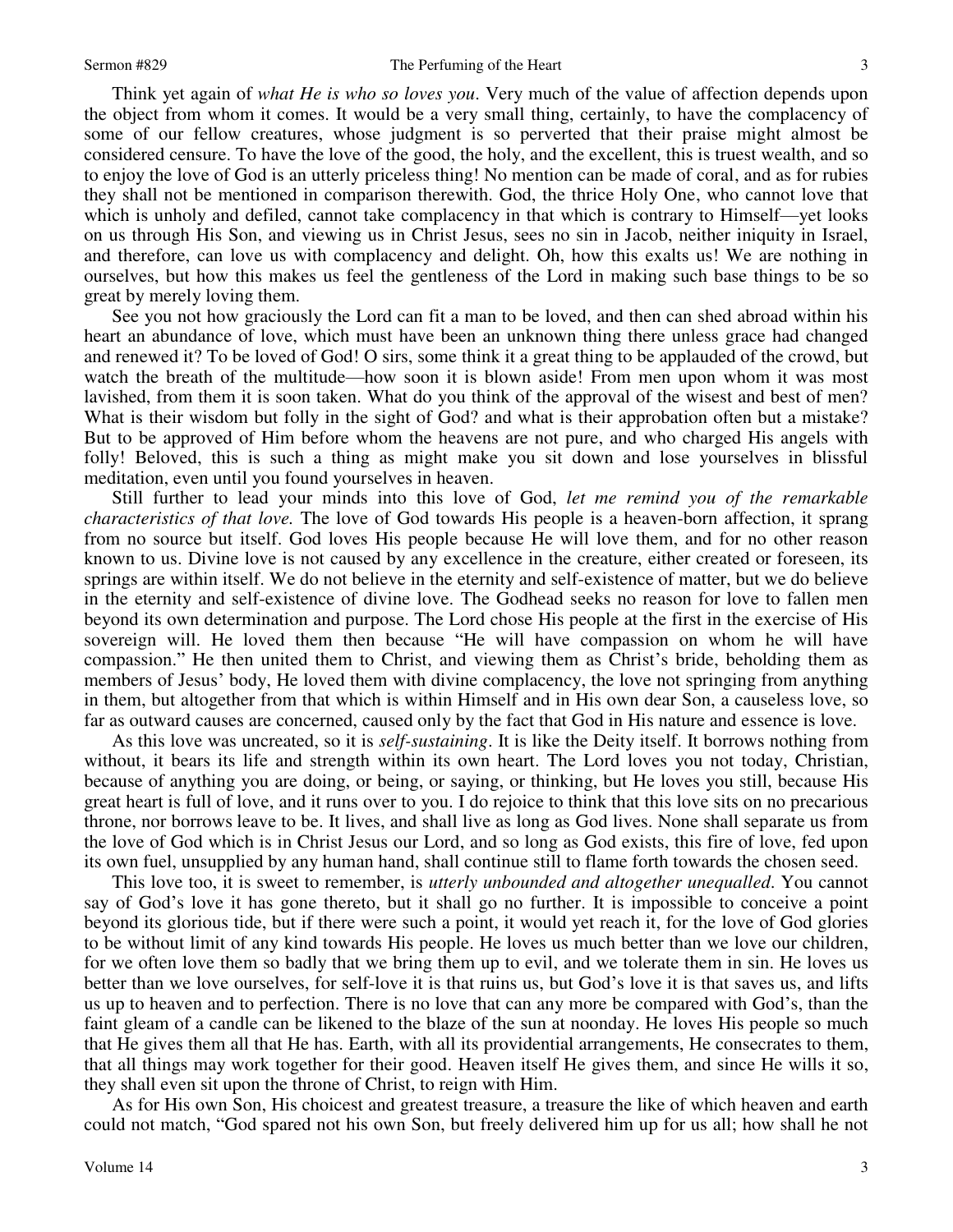Think yet again of *what He is who so loves you*. Very much of the value of affection depends upon the object from whom it comes. It would be a very small thing, certainly, to have the complacency of some of our fellow creatures, whose judgment is so perverted that their praise might almost be considered censure. To have the love of the good, the holy, and the excellent, this is truest wealth, and so to enjoy the love of God is an utterly priceless thing! No mention can be made of coral, and as for rubies they shall not be mentioned in comparison therewith. God, the thrice Holy One, who cannot love that which is unholy and defiled, cannot take complacency in that which is contrary to Himself—yet looks on us through His Son, and viewing us in Christ Jesus, sees no sin in Jacob, neither iniquity in Israel, and therefore, can love us with complacency and delight. Oh, how this exalts us! We are nothing in ourselves, but how this makes us feel the gentleness of the Lord in making such base things to be so great by merely loving them.

See you not how graciously the Lord can fit a man to be loved, and then can shed abroad within his heart an abundance of love, which must have been an unknown thing there unless grace had changed and renewed it? To be loved of God! O sirs, some think it a great thing to be applauded of the crowd, but watch the breath of the multitude—how soon it is blown aside! From men upon whom it was most lavished, from them it is soon taken. What do you think of the approval of the wisest and best of men? What is their wisdom but folly in the sight of God? and what is their approbation often but a mistake? But to be approved of Him before whom the heavens are not pure, and who charged His angels with folly! Beloved, this is such a thing as might make you sit down and lose yourselves in blissful meditation, even until you found yourselves in heaven.

Still further to lead your minds into this love of God, *let me remind you of the remarkable characteristics of that love.* The love of God towards His people is a heaven-born affection, it sprang from no source but itself. God loves His people because He will love them, and for no other reason known to us. Divine love is not caused by any excellence in the creature, either created or foreseen, its springs are within itself. We do not believe in the eternity and self-existence of matter, but we do believe in the eternity and self-existence of divine love. The Godhead seeks no reason for love to fallen men beyond its own determination and purpose. The Lord chose His people at the first in the exercise of His sovereign will. He loved them then because "He will have compassion on whom he will have compassion." He then united them to Christ, and viewing them as Christ's bride, beholding them as members of Jesus' body, He loved them with divine complacency, the love not springing from anything in them, but altogether from that which is within Himself and in His own dear Son, a causeless love, so far as outward causes are concerned, caused only by the fact that God in His nature and essence is love.

As this love was uncreated, so it is *self-sustaining*. It is like the Deity itself. It borrows nothing from without, it bears its life and strength within its own heart. The Lord loves you not today, Christian, because of anything you are doing, or being, or saying, or thinking, but He loves you still, because His great heart is full of love, and it runs over to you. I do rejoice to think that this love sits on no precarious throne, nor borrows leave to be. It lives, and shall live as long as God lives. None shall separate us from the love of God which is in Christ Jesus our Lord, and so long as God exists, this fire of love, fed upon its own fuel, unsupplied by any human hand, shall continue still to flame forth towards the chosen seed.

This love too, it is sweet to remember, is *utterly unbounded and altogether unequalled*. You cannot say of God's love it has gone thereto, but it shall go no further. It is impossible to conceive a point beyond its glorious tide, but if there were such a point, it would yet reach it, for the love of God glories to be without limit of any kind towards His people. He loves us much better than we love our children, for we often love them so badly that we bring them up to evil, and we tolerate them in sin. He loves us better than we love ourselves, for self-love it is that ruins us, but God's love it is that saves us, and lifts us up to heaven and to perfection. There is no love that can any more be compared with God's, than the faint gleam of a candle can be likened to the blaze of the sun at noonday. He loves His people so much that He gives them all that He has. Earth, with all its providential arrangements, He consecrates to them, that all things may work together for their good. Heaven itself He gives them, and since He wills it so, they shall even sit upon the throne of Christ, to reign with Him.

As for His own Son, His choicest and greatest treasure, a treasure the like of which heaven and earth could not match, "God spared not his own Son, but freely delivered him up for us all; how shall he not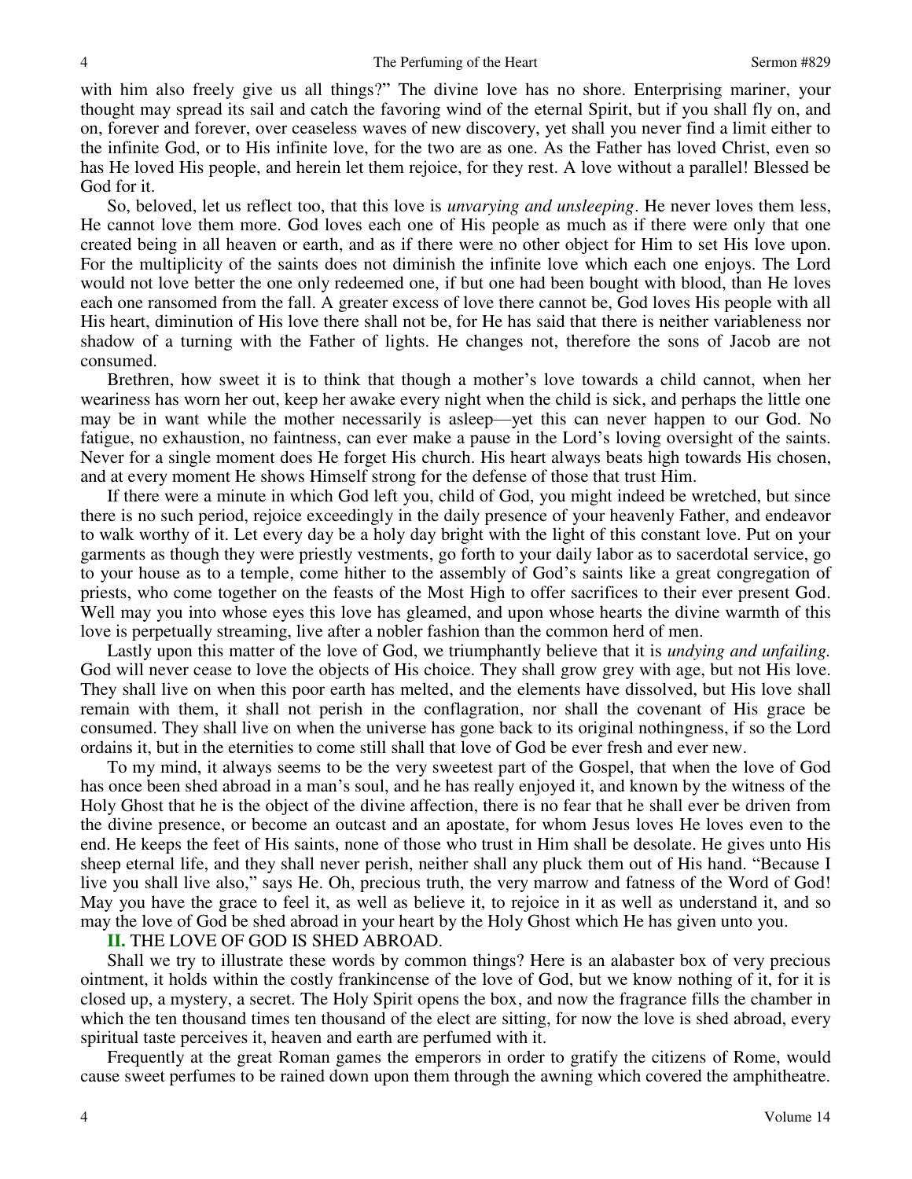with him also freely give us all things?" The divine love has no shore. Enterprising mariner, your thought may spread its sail and catch the favoring wind of the eternal Spirit, but if you shall fly on, and on, forever and forever, over ceaseless waves of new discovery, yet shall you never find a limit either to the infinite God, or to His infinite love, for the two are as one. As the Father has loved Christ, even so has He loved His people, and herein let them rejoice, for they rest. A love without a parallel! Blessed be God for it.

So, beloved, let us reflect too, that this love is *unvarying and unsleeping*. He never loves them less, He cannot love them more. God loves each one of His people as much as if there were only that one created being in all heaven or earth, and as if there were no other object for Him to set His love upon. For the multiplicity of the saints does not diminish the infinite love which each one enjoys. The Lord would not love better the one only redeemed one, if but one had been bought with blood, than He loves each one ransomed from the fall. A greater excess of love there cannot be, God loves His people with all His heart, diminution of His love there shall not be, for He has said that there is neither variableness nor shadow of a turning with the Father of lights. He changes not, therefore the sons of Jacob are not consumed.

Brethren, how sweet it is to think that though a mother's love towards a child cannot, when her weariness has worn her out, keep her awake every night when the child is sick, and perhaps the little one may be in want while the mother necessarily is asleep—yet this can never happen to our God. No fatigue, no exhaustion, no faintness, can ever make a pause in the Lord's loving oversight of the saints. Never for a single moment does He forget His church. His heart always beats high towards His chosen, and at every moment He shows Himself strong for the defense of those that trust Him.

If there were a minute in which God left you, child of God, you might indeed be wretched, but since there is no such period, rejoice exceedingly in the daily presence of your heavenly Father, and endeavor to walk worthy of it. Let every day be a holy day bright with the light of this constant love. Put on your garments as though they were priestly vestments, go forth to your daily labor as to sacerdotal service, go to your house as to a temple, come hither to the assembly of God's saints like a great congregation of priests, who come together on the feasts of the Most High to offer sacrifices to their ever present God. Well may you into whose eyes this love has gleamed, and upon whose hearts the divine warmth of this love is perpetually streaming, live after a nobler fashion than the common herd of men.

Lastly upon this matter of the love of God, we triumphantly believe that it is *undying and unfailing.* God will never cease to love the objects of His choice. They shall grow grey with age, but not His love. They shall live on when this poor earth has melted, and the elements have dissolved, but His love shall remain with them, it shall not perish in the conflagration, nor shall the covenant of His grace be consumed. They shall live on when the universe has gone back to its original nothingness, if so the Lord ordains it, but in the eternities to come still shall that love of God be ever fresh and ever new.

To my mind, it always seems to be the very sweetest part of the Gospel, that when the love of God has once been shed abroad in a man's soul, and he has really enjoyed it, and known by the witness of the Holy Ghost that he is the object of the divine affection, there is no fear that he shall ever be driven from the divine presence, or become an outcast and an apostate, for whom Jesus loves He loves even to the end. He keeps the feet of His saints, none of those who trust in Him shall be desolate. He gives unto His sheep eternal life, and they shall never perish, neither shall any pluck them out of His hand. "Because I live you shall live also," says He. Oh, precious truth, the very marrow and fatness of the Word of God! May you have the grace to feel it, as well as believe it, to rejoice in it as well as understand it, and so may the love of God be shed abroad in your heart by the Holy Ghost which He has given unto you.

**II.** THE LOVE OF GOD IS SHED ABROAD.

Shall we try to illustrate these words by common things? Here is an alabaster box of very precious ointment, it holds within the costly frankincense of the love of God, but we know nothing of it, for it is closed up, a mystery, a secret. The Holy Spirit opens the box, and now the fragrance fills the chamber in which the ten thousand times ten thousand of the elect are sitting, for now the love is shed abroad, every spiritual taste perceives it, heaven and earth are perfumed with it.

Frequently at the great Roman games the emperors in order to gratify the citizens of Rome, would cause sweet perfumes to be rained down upon them through the awning which covered the amphitheatre.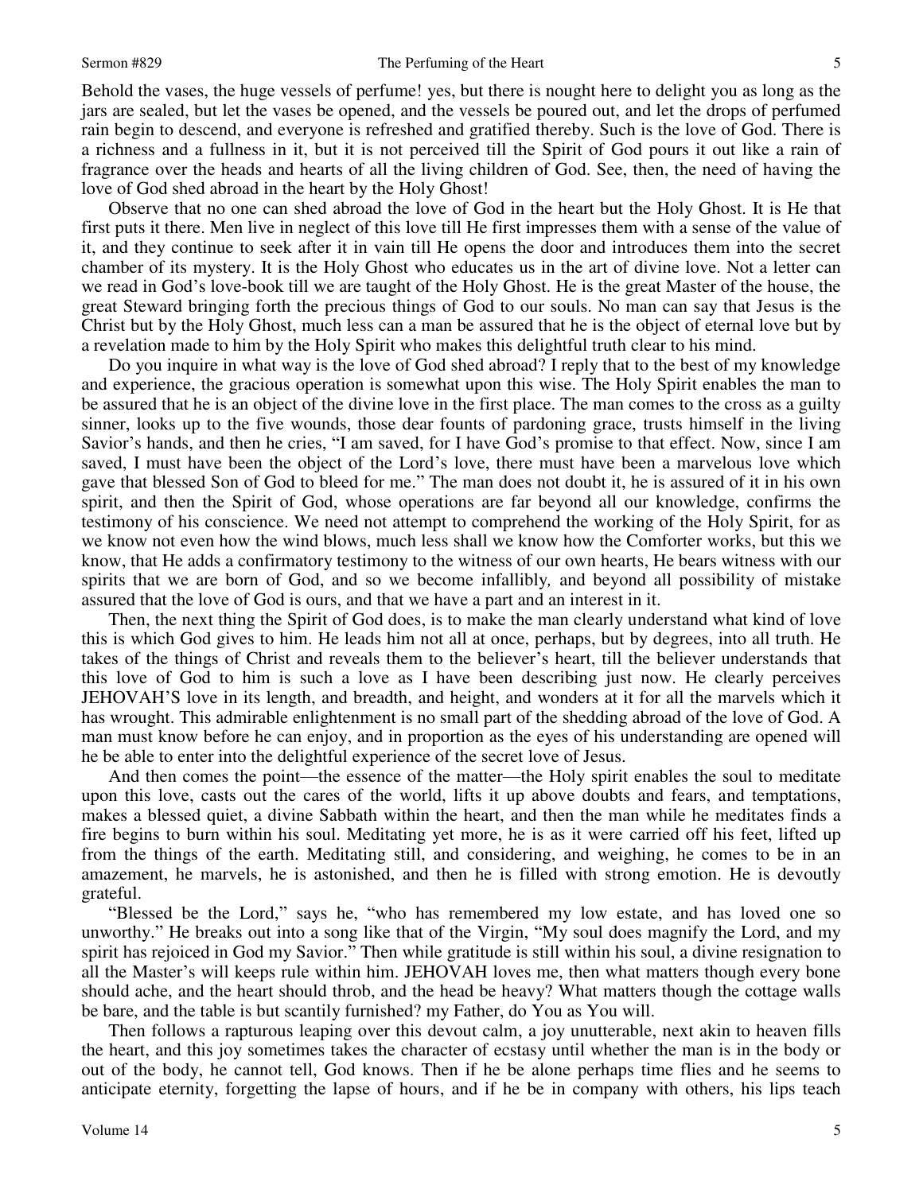Behold the vases, the huge vessels of perfume! yes, but there is nought here to delight you as long as the jars are sealed, but let the vases be opened, and the vessels be poured out, and let the drops of perfumed rain begin to descend, and everyone is refreshed and gratified thereby. Such is the love of God. There is a richness and a fullness in it, but it is not perceived till the Spirit of God pours it out like a rain of fragrance over the heads and hearts of all the living children of God. See, then, the need of having the love of God shed abroad in the heart by the Holy Ghost!

Observe that no one can shed abroad the love of God in the heart but the Holy Ghost. It is He that first puts it there. Men live in neglect of this love till He first impresses them with a sense of the value of it, and they continue to seek after it in vain till He opens the door and introduces them into the secret chamber of its mystery. It is the Holy Ghost who educates us in the art of divine love. Not a letter can we read in God's love-book till we are taught of the Holy Ghost. He is the great Master of the house, the great Steward bringing forth the precious things of God to our souls. No man can say that Jesus is the Christ but by the Holy Ghost, much less can a man be assured that he is the object of eternal love but by a revelation made to him by the Holy Spirit who makes this delightful truth clear to his mind.

Do you inquire in what way is the love of God shed abroad? I reply that to the best of my knowledge and experience, the gracious operation is somewhat upon this wise. The Holy Spirit enables the man to be assured that he is an object of the divine love in the first place. The man comes to the cross as a guilty sinner, looks up to the five wounds, those dear founts of pardoning grace, trusts himself in the living Savior's hands, and then he cries, "I am saved, for I have God's promise to that effect. Now, since I am saved, I must have been the object of the Lord's love, there must have been a marvelous love which gave that blessed Son of God to bleed for me." The man does not doubt it, he is assured of it in his own spirit, and then the Spirit of God, whose operations are far beyond all our knowledge, confirms the testimony of his conscience. We need not attempt to comprehend the working of the Holy Spirit, for as we know not even how the wind blows, much less shall we know how the Comforter works, but this we know, that He adds a confirmatory testimony to the witness of our own hearts, He bears witness with our spirits that we are born of God, and so we become infallibly*,* and beyond all possibility of mistake assured that the love of God is ours, and that we have a part and an interest in it.

Then, the next thing the Spirit of God does, is to make the man clearly understand what kind of love this is which God gives to him. He leads him not all at once, perhaps, but by degrees, into all truth. He takes of the things of Christ and reveals them to the believer's heart, till the believer understands that this love of God to him is such a love as I have been describing just now. He clearly perceives JEHOVAH'S love in its length, and breadth, and height, and wonders at it for all the marvels which it has wrought. This admirable enlightenment is no small part of the shedding abroad of the love of God. A man must know before he can enjoy, and in proportion as the eyes of his understanding are opened will he be able to enter into the delightful experience of the secret love of Jesus.

And then comes the point—the essence of the matter—the Holy spirit enables the soul to meditate upon this love, casts out the cares of the world, lifts it up above doubts and fears, and temptations, makes a blessed quiet, a divine Sabbath within the heart, and then the man while he meditates finds a fire begins to burn within his soul. Meditating yet more, he is as it were carried off his feet, lifted up from the things of the earth. Meditating still, and considering, and weighing, he comes to be in an amazement, he marvels, he is astonished, and then he is filled with strong emotion. He is devoutly grateful.

"Blessed be the Lord," says he, "who has remembered my low estate, and has loved one so unworthy." He breaks out into a song like that of the Virgin, "My soul does magnify the Lord, and my spirit has rejoiced in God my Savior." Then while gratitude is still within his soul, a divine resignation to all the Master's will keeps rule within him. JEHOVAH loves me, then what matters though every bone should ache, and the heart should throb, and the head be heavy? What matters though the cottage walls be bare, and the table is but scantily furnished? my Father, do You as You will.

Then follows a rapturous leaping over this devout calm, a joy unutterable, next akin to heaven fills the heart, and this joy sometimes takes the character of ecstasy until whether the man is in the body or out of the body, he cannot tell, God knows. Then if he be alone perhaps time flies and he seems to anticipate eternity, forgetting the lapse of hours, and if he be in company with others, his lips teach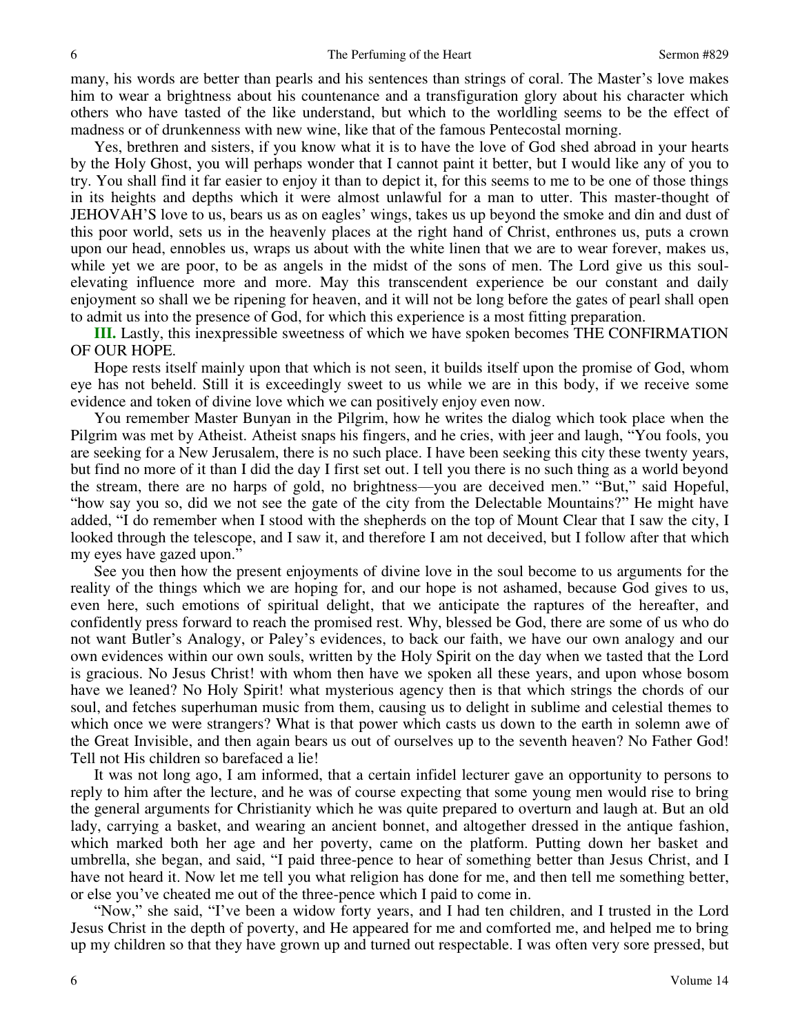many, his words are better than pearls and his sentences than strings of coral. The Master's love makes him to wear a brightness about his countenance and a transfiguration glory about his character which others who have tasted of the like understand, but which to the worldling seems to be the effect of madness or of drunkenness with new wine, like that of the famous Pentecostal morning.

Yes, brethren and sisters, if you know what it is to have the love of God shed abroad in your hearts by the Holy Ghost, you will perhaps wonder that I cannot paint it better, but I would like any of you to try. You shall find it far easier to enjoy it than to depict it, for this seems to me to be one of those things in its heights and depths which it were almost unlawful for a man to utter. This master-thought of JEHOVAH'S love to us, bears us as on eagles' wings, takes us up beyond the smoke and din and dust of this poor world, sets us in the heavenly places at the right hand of Christ, enthrones us, puts a crown upon our head, ennobles us, wraps us about with the white linen that we are to wear forever, makes us, while yet we are poor, to be as angels in the midst of the sons of men. The Lord give us this soul-elevating influence more and more. May this transcendent experience be our constant and daily enjoyment so shall we be ripening for heaven, and it will not be long before the gates of pearl shall open to admit us into the presence of God, for which this experience is a most fitting preparation.

**III.** Lastly, this inexpressible sweetness of which we have spoken becomes THE CONFIRMATION OF OUR HOPE.

Hope rests itself mainly upon that which is not seen, it builds itself upon the promise of God, whom eye has not beheld. Still it is exceedingly sweet to us while we are in this body, if we receive some evidence and token of divine love which we can positively enjoy even now.

You remember Master Bunyan in the Pilgrim, how he writes the dialog which took place when the Pilgrim was met by Atheist. Atheist snaps his fingers, and he cries, with jeer and laugh, "You fools, you are seeking for a New Jerusalem, there is no such place. I have been seeking this city these twenty years, but find no more of it than I did the day I first set out. I tell you there is no such thing as a world beyond the stream, there are no harps of gold, no brightness—you are deceived men." "But," said Hopeful, "how say you so, did we not see the gate of the city from the Delectable Mountains?" He might have added, "I do remember when I stood with the shepherds on the top of Mount Clear that I saw the city, I looked through the telescope, and I saw it, and therefore I am not deceived, but I follow after that which my eyes have gazed upon."

See you then how the present enjoyments of divine love in the soul become to us arguments for the reality of the things which we are hoping for, and our hope is not ashamed, because God gives to us, even here, such emotions of spiritual delight, that we anticipate the raptures of the hereafter, and confidently press forward to reach the promised rest. Why, blessed be God, there are some of us who do not want Butler's Analogy, or Paley's evidences, to back our faith, we have our own analogy and our own evidences within our own souls, written by the Holy Spirit on the day when we tasted that the Lord is gracious. No Jesus Christ! with whom then have we spoken all these years, and upon whose bosom have we leaned? No Holy Spirit! what mysterious agency then is that which strings the chords of our soul, and fetches superhuman music from them, causing us to delight in sublime and celestial themes to which once we were strangers? What is that power which casts us down to the earth in solemn awe of the Great Invisible, and then again bears us out of ourselves up to the seventh heaven? No Father God! Tell not His children so barefaced a lie!

It was not long ago, I am informed, that a certain infidel lecturer gave an opportunity to persons to reply to him after the lecture, and he was of course expecting that some young men would rise to bring the general arguments for Christianity which he was quite prepared to overturn and laugh at. But an old lady, carrying a basket, and wearing an ancient bonnet, and altogether dressed in the antique fashion, which marked both her age and her poverty, came on the platform. Putting down her basket and umbrella, she began, and said, "I paid three-pence to hear of something better than Jesus Christ, and I have not heard it. Now let me tell you what religion has done for me, and then tell me something better, or else you've cheated me out of the three-pence which I paid to come in.

"Now," she said, "I've been a widow forty years, and I had ten children, and I trusted in the Lord Jesus Christ in the depth of poverty, and He appeared for me and comforted me, and helped me to bring up my children so that they have grown up and turned out respectable. I was often very sore pressed, but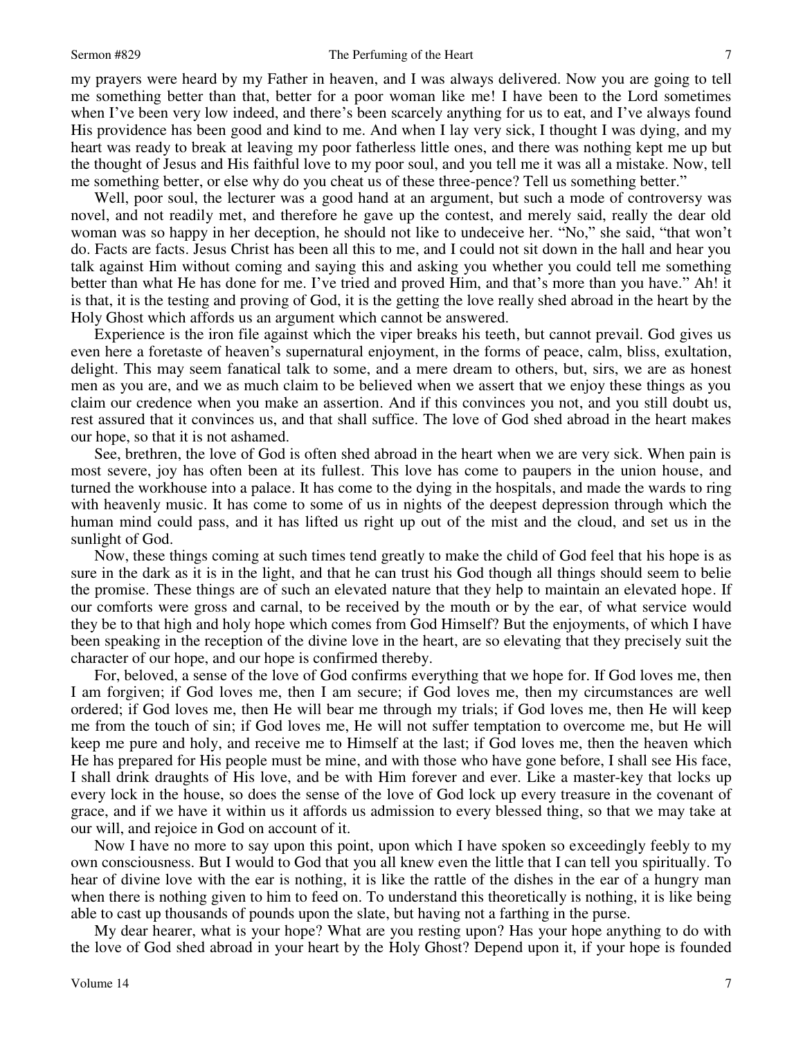my prayers were heard by my Father in heaven, and I was always delivered. Now you are going to tell me something better than that, better for a poor woman like me! I have been to the Lord sometimes when I've been very low indeed, and there's been scarcely anything for us to eat, and I've always found His providence has been good and kind to me. And when I lay very sick, I thought I was dying, and my heart was ready to break at leaving my poor fatherless little ones, and there was nothing kept me up but the thought of Jesus and His faithful love to my poor soul, and you tell me it was all a mistake. Now, tell me something better, or else why do you cheat us of these three-pence? Tell us something better."

Well, poor soul, the lecturer was a good hand at an argument, but such a mode of controversy was novel, and not readily met, and therefore he gave up the contest, and merely said, really the dear old woman was so happy in her deception, he should not like to undeceive her. "No," she said, "that won't do. Facts are facts. Jesus Christ has been all this to me, and I could not sit down in the hall and hear you talk against Him without coming and saying this and asking you whether you could tell me something better than what He has done for me. I've tried and proved Him, and that's more than you have." Ah! it is that, it is the testing and proving of God, it is the getting the love really shed abroad in the heart by the Holy Ghost which affords us an argument which cannot be answered.

Experience is the iron file against which the viper breaks his teeth, but cannot prevail. God gives us even here a foretaste of heaven's supernatural enjoyment, in the forms of peace, calm, bliss, exultation, delight. This may seem fanatical talk to some, and a mere dream to others, but, sirs, we are as honest men as you are, and we as much claim to be believed when we assert that we enjoy these things as you claim our credence when you make an assertion. And if this convinces you not, and you still doubt us, rest assured that it convinces us, and that shall suffice. The love of God shed abroad in the heart makes our hope, so that it is not ashamed.

See, brethren, the love of God is often shed abroad in the heart when we are very sick. When pain is most severe, joy has often been at its fullest. This love has come to paupers in the union house, and turned the workhouse into a palace. It has come to the dying in the hospitals, and made the wards to ring with heavenly music. It has come to some of us in nights of the deepest depression through which the human mind could pass, and it has lifted us right up out of the mist and the cloud, and set us in the sunlight of God.

Now, these things coming at such times tend greatly to make the child of God feel that his hope is as sure in the dark as it is in the light, and that he can trust his God though all things should seem to belie the promise. These things are of such an elevated nature that they help to maintain an elevated hope. If our comforts were gross and carnal, to be received by the mouth or by the ear, of what service would they be to that high and holy hope which comes from God Himself? But the enjoyments, of which I have been speaking in the reception of the divine love in the heart, are so elevating that they precisely suit the character of our hope, and our hope is confirmed thereby.

For, beloved, a sense of the love of God confirms everything that we hope for. If God loves me, then I am forgiven; if God loves me, then I am secure; if God loves me, then my circumstances are well ordered; if God loves me, then He will bear me through my trials; if God loves me, then He will keep me from the touch of sin; if God loves me, He will not suffer temptation to overcome me, but He will keep me pure and holy, and receive me to Himself at the last; if God loves me, then the heaven which He has prepared for His people must be mine, and with those who have gone before, I shall see His face, I shall drink draughts of His love, and be with Him forever and ever. Like a master-key that locks up every lock in the house, so does the sense of the love of God lock up every treasure in the covenant of grace, and if we have it within us it affords us admission to every blessed thing, so that we may take at our will, and rejoice in God on account of it.

Now I have no more to say upon this point, upon which I have spoken so exceedingly feebly to my own consciousness. But I would to God that you all knew even the little that I can tell you spiritually. To hear of divine love with the ear is nothing, it is like the rattle of the dishes in the ear of a hungry man when there is nothing given to him to feed on. To understand this theoretically is nothing, it is like being able to cast up thousands of pounds upon the slate, but having not a farthing in the purse.

My dear hearer, what is your hope? What are you resting upon? Has your hope anything to do with the love of God shed abroad in your heart by the Holy Ghost? Depend upon it, if your hope is founded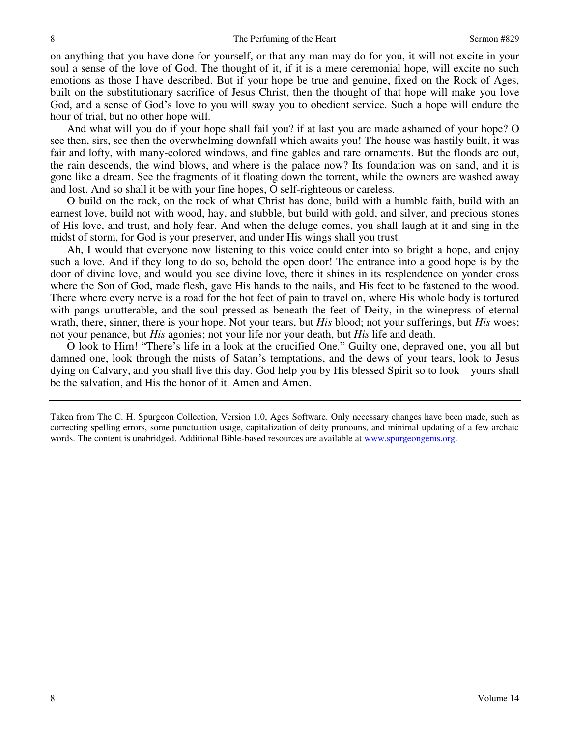on anything that you have done for yourself, or that any man may do for you, it will not excite in your soul a sense of the love of God. The thought of it, if it is a mere ceremonial hope, will excite no such emotions as those I have described. But if your hope be true and genuine, fixed on the Rock of Ages, built on the substitutionary sacrifice of Jesus Christ, then the thought of that hope will make you love God, and a sense of God's love to you will sway you to obedient service. Such a hope will endure the hour of trial, but no other hope will.

And what will you do if your hope shall fail you? if at last you are made ashamed of your hope? O see then, sirs, see then the overwhelming downfall which awaits you! The house was hastily built, it was fair and lofty, with many-colored windows, and fine gables and rare ornaments. But the floods are out, the rain descends, the wind blows, and where is the palace now? Its foundation was on sand, and it is gone like a dream. See the fragments of it floating down the torrent, while the owners are washed away and lost. And so shall it be with your fine hopes, O self-righteous or careless.

O build on the rock, on the rock of what Christ has done, build with a humble faith, build with an earnest love, build not with wood, hay, and stubble, but build with gold, and silver, and precious stones of His love, and trust, and holy fear. And when the deluge comes, you shall laugh at it and sing in the midst of storm, for God is your preserver, and under His wings shall you trust.

Ah, I would that everyone now listening to this voice could enter into so bright a hope, and enjoy such a love. And if they long to do so, behold the open door! The entrance into a good hope is by the door of divine love, and would you see divine love, there it shines in its resplendence on yonder cross where the Son of God, made flesh, gave His hands to the nails, and His feet to be fastened to the wood. There where every nerve is a road for the hot feet of pain to travel on, where His whole body is tortured with pangs unutterable, and the soul pressed as beneath the feet of Deity, in the winepress of eternal wrath, there, sinner, there is your hope. Not your tears, but *His* blood; not your sufferings, but *His* woes; not your penance, but *His* agonies; not your life nor your death, but *His* life and death.

O look to Him! "There's life in a look at the crucified One." Guilty one, depraved one, you all but damned one, look through the mists of Satan's temptations, and the dews of your tears, look to Jesus dying on Calvary, and you shall live this day. God help you by His blessed Spirit so to look—yours shall be the salvation, and His the honor of it. Amen and Amen.

---

Taken from The C. H. Spurgeon Collection, Version 1.0, Ages Software. Only necessary changes have been made, such as correcting spelling errors, some punctuation usage, capitalization of deity pronouns, and minimal updating of a few archaic words. The content is unabridged. Additional Bible-based resources are available at www.spurgeongems.org.